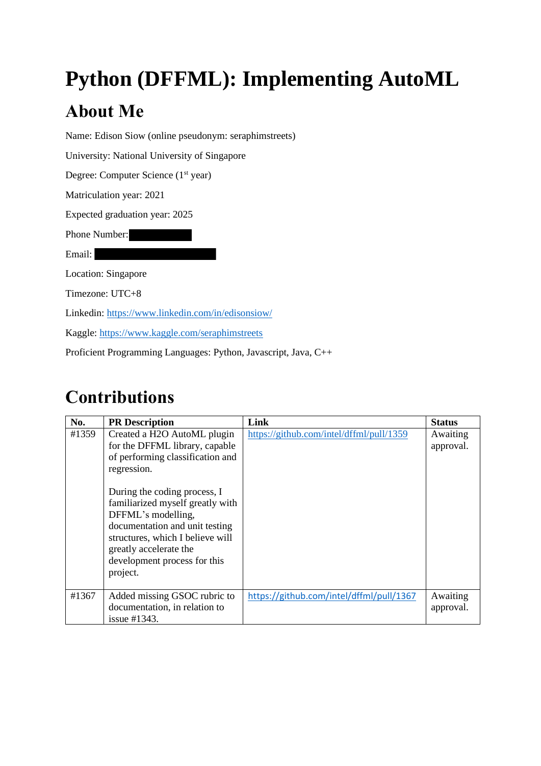# Python (DFFML): Implementing AutoML

## About Me

Name: Edison Siow (online pseudonym: seraphimstreets)

University: National University of Singapore

Degree: Computer Science (1st year)

Matriculation year: 2021

Expected graduation year: 2025

Phone Number:

Email:

Location: Singapore

Timezone: UTC+8

Linkedin: https://www.linkedin.com/in/edisonsiow/

Kaggle: https://www.kaggle.com/seraphimstreets

Proficient Programming Languages: Python, Javascript, Java, C++

## Contributions

| No. | PR Description | Link | Status |
|---|---|---|---|
| #1359 | Created a H2O AutoML plugin for the DFFML library, capable of performing classification and regression.<br><br>During the coding process, I familiarized myself greatly with DFFML's modelling, documentation and unit testing structures, which I believe will greatly accelerate the development process for this project. | https://github.com/intel/dffml/pull/1359 | Awaiting approval. |
| #1367 | Added missing GSOC rubric to documentation, in relation to issue #1343. | https://github.com/intel/dffml/pull/1367 | Awaiting approval. |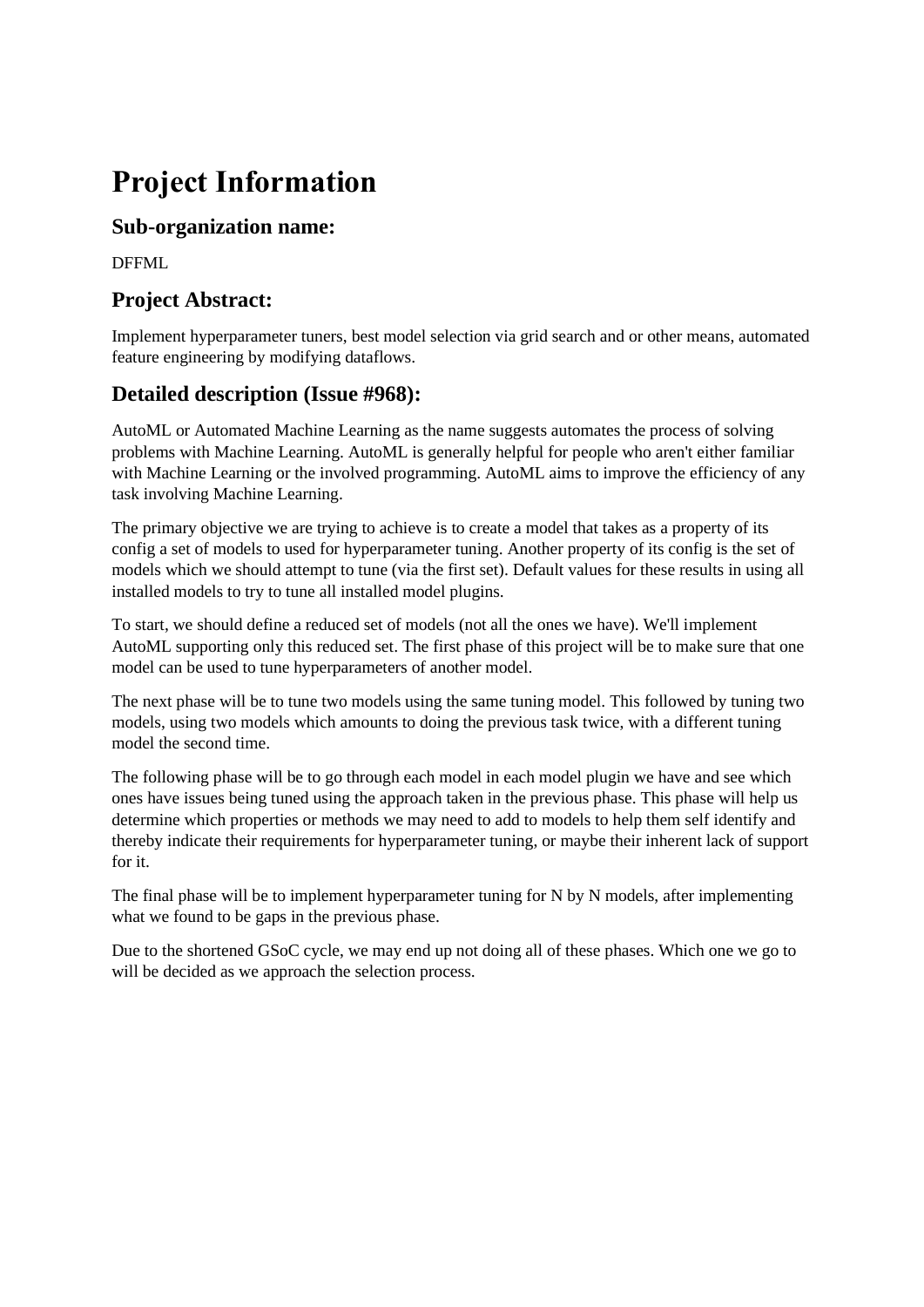# Project Information

## Sub-organization name:

DFFML

## Project Abstract:

Implement hyperparameter tuners, best model selection via grid search and or other means, automated feature engineering by modifying dataflows.

## Detailed description (Issue #968):

AutoML or Automated Machine Learning as the name suggests automates the process of solving problems with Machine Learning. AutoML is generally helpful for people who aren't either familiar with Machine Learning or the involved programming. AutoML aims to improve the efficiency of any task involving Machine Learning.

The primary objective we are trying to achieve is to create a model that takes as a property of its config a set of models to used for hyperparameter tuning. Another property of its config is the set of models which we should attempt to tune (via the first set). Default values for these results in using all installed models to try to tune all installed model plugins.

To start, we should define a reduced set of models (not all the ones we have). We'll implement AutoML supporting only this reduced set. The first phase of this project will be to make sure that one model can be used to tune hyperparameters of another model.

The next phase will be to tune two models using the same tuning model. This followed by tuning two models, using two models which amounts to doing the previous task twice, with a different tuning model the second time.

The following phase will be to go through each model in each model plugin we have and see which ones have issues being tuned using the approach taken in the previous phase. This phase will help us determine which properties or methods we may need to add to models to help them self identify and thereby indicate their requirements for hyperparameter tuning, or maybe their inherent lack of support for it.

The final phase will be to implement hyperparameter tuning for N by N models, after implementing what we found to be gaps in the previous phase.

Due to the shortened GSoC cycle, we may end up not doing all of these phases. Which one we go to will be decided as we approach the selection process.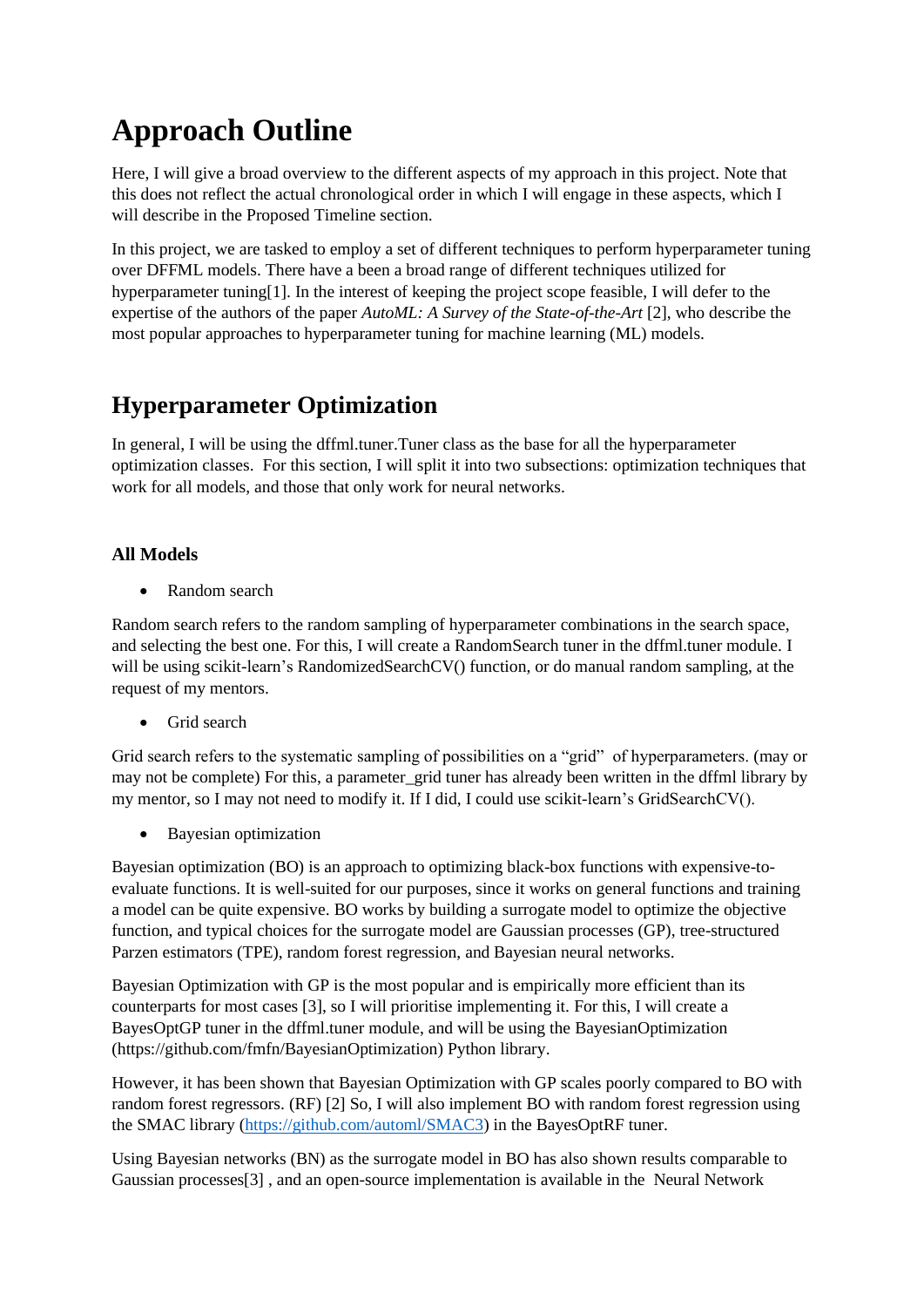# Approach Outline

Here, I will give a broad overview to the different aspects of my approach in this project. Note that this does not reflect the actual chronological order in which I will engage in these aspects, which I will describe in the Proposed Timeline section.

In this project, we are tasked to employ a set of different techniques to perform hyperparameter tuning over DFFML models. There have a been a broad range of different techniques utilized for hyperparameter tuning[1]. In the interest of keeping the project scope feasible, I will defer to the expertise of the authors of the paper *AutoML: A Survey of the State-of-the-Art* [2], who describe the most popular approaches to hyperparameter tuning for machine learning (ML) models.

## Hyperparameter Optimization

In general, I will be using the dffml.tuner.Tuner class as the base for all the hyperparameter optimization classes. For this section, I will split it into two subsections: optimization techniques that work for all models, and those that only work for neural networks.

### All Models

- Random search

Random search refers to the random sampling of hyperparameter combinations in the search space, and selecting the best one. For this, I will create a RandomSearch tuner in the dffml.tuner module. I will be using scikit-learn's RandomizedSearchCV() function, or do manual random sampling, at the request of my mentors.

- Grid search

Grid search refers to the systematic sampling of possibilities on a "grid" of hyperparameters. (may or may not be complete) For this, a parameter_grid tuner has already been written in the dffml library by my mentor, so I may not need to modify it. If I did, I could use scikit-learn's GridSearchCV().

- Bayesian optimization

Bayesian optimization (BO) is an approach to optimizing black-box functions with expensive-to-evaluate functions. It is well-suited for our purposes, since it works on general functions and training a model can be quite expensive. BO works by building a surrogate model to optimize the objective function, and typical choices for the surrogate model are Gaussian processes (GP), tree-structured Parzen estimators (TPE), random forest regression, and Bayesian neural networks.

Bayesian Optimization with GP is the most popular and is empirically more efficient than its counterparts for most cases [3], so I will prioritise implementing it. For this, I will create a BayesOptGP tuner in the dffml.tuner module, and will be using the BayesianOptimization (https://github.com/fmfn/BayesianOptimization) Python library.

However, it has been shown that Bayesian Optimization with GP scales poorly compared to BO with random forest regressors. (RF) [2] So, I will also implement BO with random forest regression using the SMAC library (https://github.com/automl/SMAC3) in the BayesOptRF tuner.

Using Bayesian networks (BN) as the surrogate model in BO has also shown results comparable to Gaussian processes[3] , and an open-source implementation is available in the Neural Network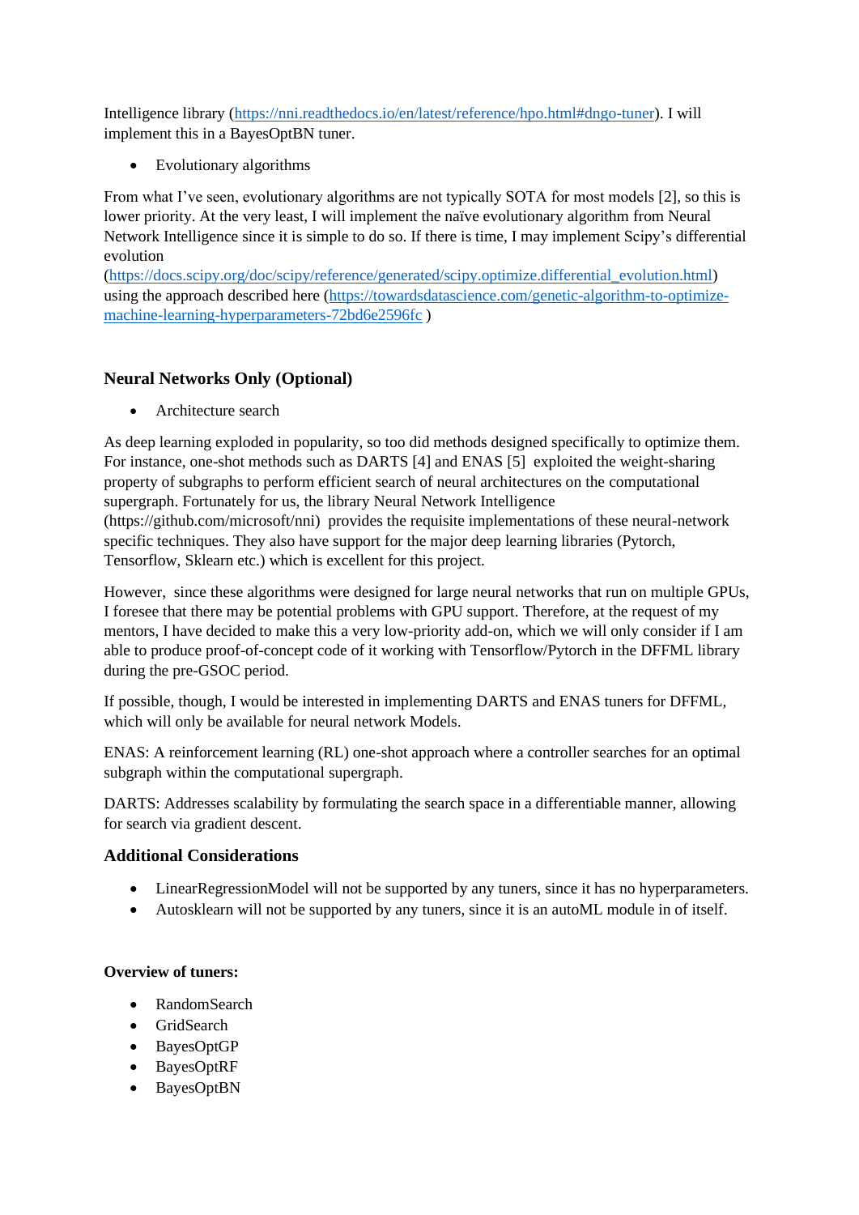Intelligence library (https://nni.readthedocs.io/en/latest/reference/hpo.html#dngo-tuner). I will implement this in a BayesOptBN tuner.

- Evolutionary algorithms

From what I've seen, evolutionary algorithms are not typically SOTA for most models [2], so this is lower priority. At the very least, I will implement the naïve evolutionary algorithm from Neural Network Intelligence since it is simple to do so. If there is time, I may implement Scipy's differential evolution (https://docs.scipy.org/doc/scipy/reference/generated/scipy.optimize.differential_evolution.html) using the approach described here (https://towardsdatascience.com/genetic-algorithm-to-optimize-machine-learning-hyperparameters-72bd6e2596fc )

### Neural Networks Only (Optional)

- Architecture search

As deep learning exploded in popularity, so too did methods designed specifically to optimize them. For instance, one-shot methods such as DARTS [4] and ENAS [5] exploited the weight-sharing property of subgraphs to perform efficient search of neural architectures on the computational supergraph. Fortunately for us, the library Neural Network Intelligence (https://github.com/microsoft/nni) provides the requisite implementations of these neural-network specific techniques. They also have support for the major deep learning libraries (Pytorch, Tensorflow, Sklearn etc.) which is excellent for this project.

However, since these algorithms were designed for large neural networks that run on multiple GPUs, I foresee that there may be potential problems with GPU support. Therefore, at the request of my mentors, I have decided to make this a very low-priority add-on, which we will only consider if I am able to produce proof-of-concept code of it working with Tensorflow/Pytorch in the DFFML library during the pre-GSOC period.

If possible, though, I would be interested in implementing DARTS and ENAS tuners for DFFML, which will only be available for neural network Models.

ENAS: A reinforcement learning (RL) one-shot approach where a controller searches for an optimal subgraph within the computational supergraph.

DARTS: Addresses scalability by formulating the search space in a differentiable manner, allowing for search via gradient descent.

### Additional Considerations

- LinearRegressionModel will not be supported by any tuners, since it has no hyperparameters.
- Autosklearn will not be supported by any tuners, since it is an autoML module in of itself.

**Overview of tuners:**

- RandomSearch
- GridSearch
- BayesOptGP
- BayesOptRF
- BayesOptBN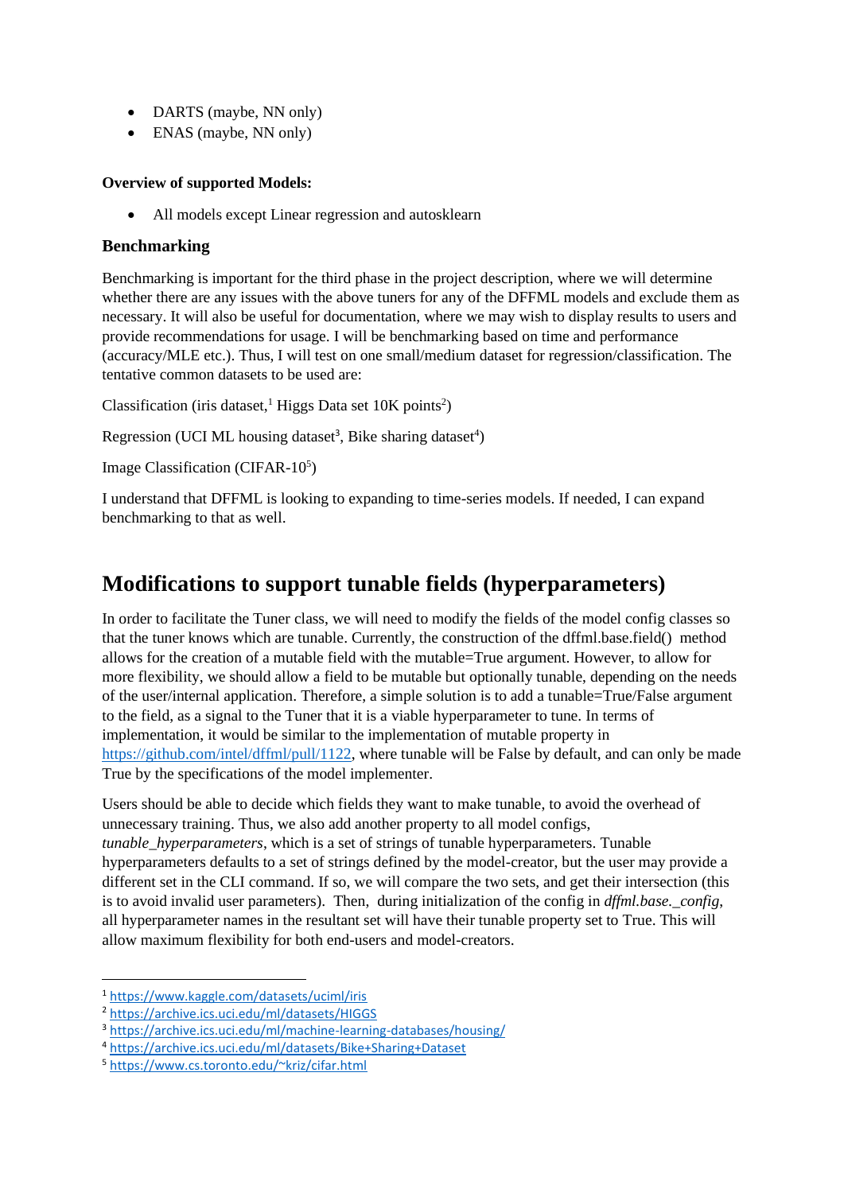- DARTS (maybe, NN only)
- ENAS (maybe, NN only)

**Overview of supported Models:**

- All models except Linear regression and autosklearn

### Benchmarking

Benchmarking is important for the third phase in the project description, where we will determine whether there are any issues with the above tuners for any of the DFFML models and exclude them as necessary. It will also be useful for documentation, where we may wish to display results to users and provide recommendations for usage. I will be benchmarking based on time and performance (accuracy/MLE etc.). Thus, I will test on one small/medium dataset for regression/classification. The tentative common datasets to be used are:

Classification (iris dataset,[1] Higgs Data set 10K points[2])

Regression (UCI ML housing dataset[3], Bike sharing dataset[4])

Image Classification (CIFAR-10[5])

I understand that DFFML is looking to expanding to time-series models. If needed, I can expand benchmarking to that as well.

## Modifications to support tunable fields (hyperparameters)

In order to facilitate the Tuner class, we will need to modify the fields of the model config classes so that the tuner knows which are tunable. Currently, the construction of the dffml.base.field() method allows for the creation of a mutable field with the mutable=True argument. However, to allow for more flexibility, we should allow a field to be mutable but optionally tunable, depending on the needs of the user/internal application. Therefore, a simple solution is to add a tunable=True/False argument to the field, as a signal to the Tuner that it is a viable hyperparameter to tune. In terms of implementation, it would be similar to the implementation of mutable property in https://github.com/intel/dffml/pull/1122, where tunable will be False by default, and can only be made True by the specifications of the model implementer.

Users should be able to decide which fields they want to make tunable, to avoid the overhead of unnecessary training. Thus, we also add another property to all model configs, *tunable_hyperparameters*, which is a set of strings of tunable hyperparameters. Tunable hyperparameters defaults to a set of strings defined by the model-creator, but the user may provide a different set in the CLI command. If so, we will compare the two sets, and get their intersection (this is to avoid invalid user parameters). Then, during initialization of the config in *dffml.base._config*, all hyperparameter names in the resultant set will have their tunable property set to True. This will allow maximum flexibility for both end-users and model-creators.

---

[1] https://www.kaggle.com/datasets/uciml/iris

[2] https://archive.ics.uci.edu/ml/datasets/HIGGS

[3] https://archive.ics.uci.edu/ml/machine-learning-databases/housing/

[4] https://archive.ics.uci.edu/ml/datasets/Bike+Sharing+Dataset

[5] https://www.cs.toronto.edu/~kriz/cifar.html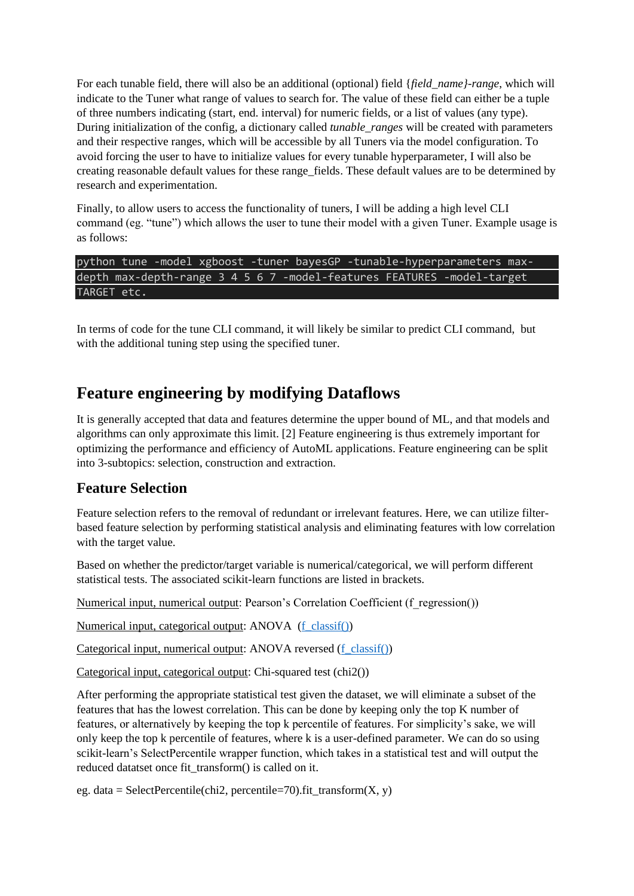For each tunable field, there will also be an additional (optional) field {*field_name}-range*, which will indicate to the Tuner what range of values to search for. The value of these field can either be a tuple of three numbers indicating (start, end. interval) for numeric fields, or a list of values (any type). During initialization of the config, a dictionary called *tunable_ranges* will be created with parameters and their respective ranges, which will be accessible by all Tuners via the model configuration. To avoid forcing the user to have to initialize values for every tunable hyperparameter, I will also be creating reasonable default values for these range_fields. These default values are to be determined by research and experimentation.

Finally, to allow users to access the functionality of tuners, I will be adding a high level CLI command (eg. "tune") which allows the user to tune their model with a given Tuner. Example usage is as follows:

```
python tune -model xgboost -tuner bayesGP -tunable-hyperparameters max-
depth max-depth-range 3 4 5 6 7 -model-features FEATURES -model-target
TARGET etc.
```

In terms of code for the tune CLI command, it will likely be similar to predict CLI command, but with the additional tuning step using the specified tuner.

## Feature engineering by modifying Dataflows

It is generally accepted that data and features determine the upper bound of ML, and that models and algorithms can only approximate this limit. [2] Feature engineering is thus extremely important for optimizing the performance and efficiency of AutoML applications. Feature engineering can be split into 3-subtopics: selection, construction and extraction.

### Feature Selection

Feature selection refers to the removal of redundant or irrelevant features. Here, we can utilize filter-based feature selection by performing statistical analysis and eliminating features with low correlation with the target value.

Based on whether the predictor/target variable is numerical/categorical, we will perform different statistical tests. The associated scikit-learn functions are listed in brackets.

Numerical input, numerical output: Pearson's Correlation Coefficient (f_regression())

Numerical input, categorical output: ANOVA (f_classif())

Categorical input, numerical output: ANOVA reversed (f_classif())

Categorical input, categorical output: Chi-squared test (chi2())

After performing the appropriate statistical test given the dataset, we will eliminate a subset of the features that has the lowest correlation. This can be done by keeping only the top K number of features, or alternatively by keeping the top k percentile of features. For simplicity's sake, we will only keep the top k percentile of features, where k is a user-defined parameter. We can do so using scikit-learn's SelectPercentile wrapper function, which takes in a statistical test and will output the reduced datatset once fit_transform() is called on it.

eg. data = SelectPercentile(chi2, percentile=70).fit_transform(X, y)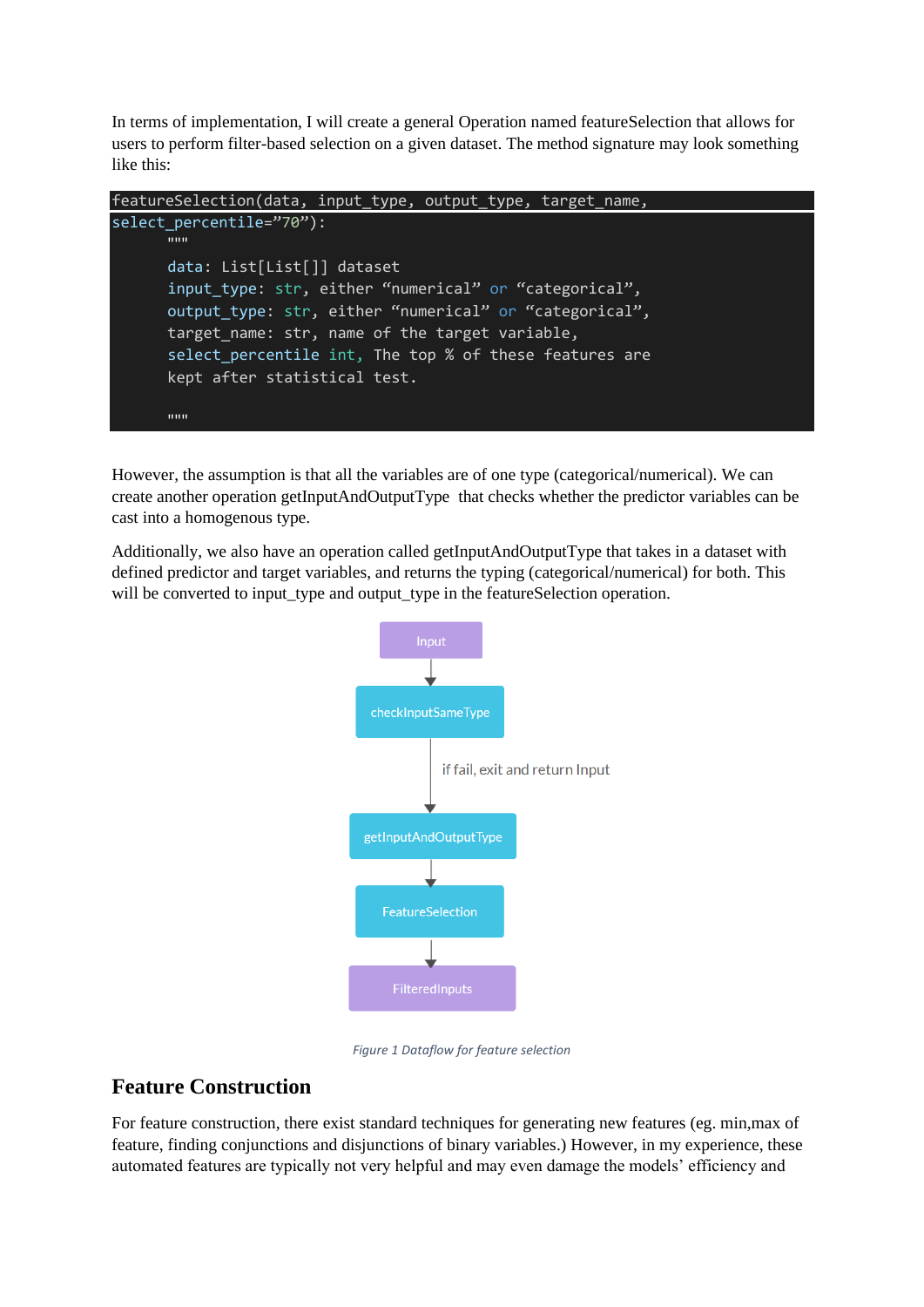In terms of implementation, I will create a general Operation named featureSelection that allows for users to perform filter-based selection on a given dataset. The method signature may look something like this:

```
featureSelection(data, input_type, output_type, target_name,
select_percentile=”70”):
      """
      data: List[List[]] dataset
      input_type: str, either “numerical” or “categorical”,
      output_type: str, either “numerical” or “categorical”,
      target_name: str, name of the target variable,
      select_percentile int, The top % of these features are
      kept after statistical test.

      """
```

However, the assumption is that all the variables are of one type (categorical/numerical). We can create another operation getInputAndOutputType that checks whether the predictor variables can be cast into a homogenous type.

Additionally, we also have an operation called getInputAndOutputType that takes in a dataset with defined predictor and target variables, and returns the typing (categorical/numerical) for both. This will be converted to input_type and output_type in the featureSelection operation.

Input → checkInputSameType → (if fail, exit and return Input) → getInputAndOutputType → FeatureSelection → FilteredInputs

*Figure 1 Dataflow for feature selection*

## Feature Construction

For feature construction, there exist standard techniques for generating new features (eg. min,max of feature, finding conjunctions and disjunctions of binary variables.) However, in my experience, these automated features are typically not very helpful and may even damage the models’ efficiency and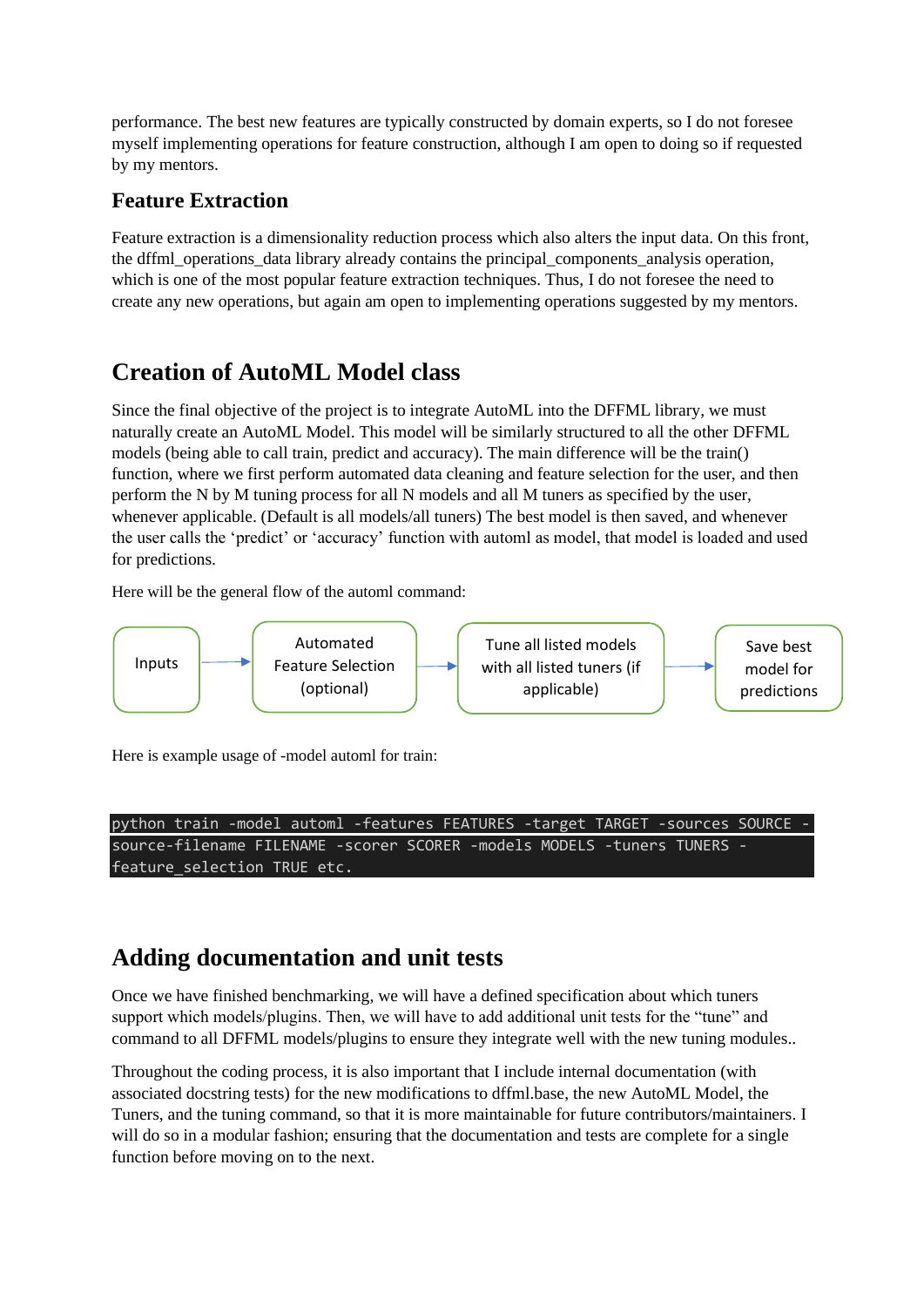performance. The best new features are typically constructed by domain experts, so I do not foresee myself implementing operations for feature construction, although I am open to doing so if requested by my mentors.

### Feature Extraction

Feature extraction is a dimensionality reduction process which also alters the input data. On this front, the dffml_operations_data library already contains the principal_components_analysis operation, which is one of the most popular feature extraction techniques. Thus, I do not foresee the need to create any new operations, but again am open to implementing operations suggested by my mentors.

## Creation of AutoML Model class

Since the final objective of the project is to integrate AutoML into the DFFML library, we must naturally create an AutoML Model. This model will be similarly structured to all the other DFFML models (being able to call train, predict and accuracy). The main difference will be the train() function, where we first perform automated data cleaning and feature selection for the user, and then perform the N by M tuning process for all N models and all M tuners as specified by the user, whenever applicable. (Default is all models/all tuners) The best model is then saved, and whenever the user calls the 'predict' or 'accuracy' function with automl as model, that model is loaded and used for predictions.

Here will be the general flow of the automl command:

Inputs → Automated Feature Selection (optional) → Tune all listed models with all listed tuners (if applicable) → Save best model for predictions

Here is example usage of -model automl for train:

```
python train -model automl -features FEATURES -target TARGET -sources SOURCE -source-filename FILENAME -scorer SCORER -models MODELS -tuners TUNERS -feature_selection TRUE etc.
```

## Adding documentation and unit tests

Once we have finished benchmarking, we will have a defined specification about which tuners support which models/plugins. Then, we will have to add additional unit tests for the "tune" and command to all DFFML models/plugins to ensure they integrate well with the new tuning modules..

Throughout the coding process, it is also important that I include internal documentation (with associated docstring tests) for the new modifications to dffml.base, the new AutoML Model, the Tuners, and the tuning command, so that it is more maintainable for future contributors/maintainers. I will do so in a modular fashion; ensuring that the documentation and tests are complete for a single function before moving on to the next.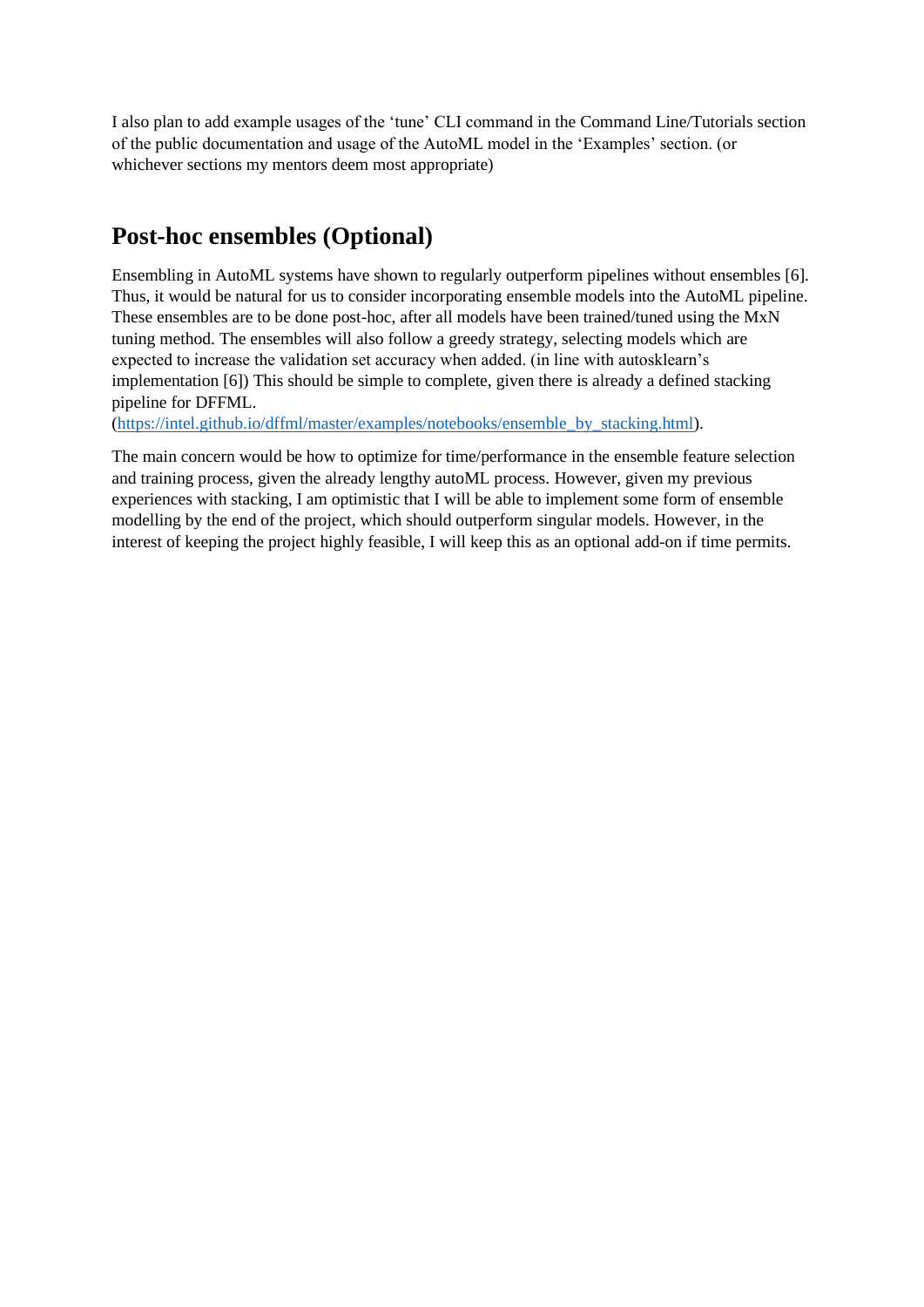I also plan to add example usages of the 'tune' CLI command in the Command Line/Tutorials section of the public documentation and usage of the AutoML model in the 'Examples' section. (or whichever sections my mentors deem most appropriate)

## Post-hoc ensembles (Optional)

Ensembling in AutoML systems have shown to regularly outperform pipelines without ensembles [6]. Thus, it would be natural for us to consider incorporating ensemble models into the AutoML pipeline. These ensembles are to be done post-hoc, after all models have been trained/tuned using the MxN tuning method. The ensembles will also follow a greedy strategy, selecting models which are expected to increase the validation set accuracy when added. (in line with autosklearn's implementation [6]) This should be simple to complete, given there is already a defined stacking pipeline for DFFML. (https://intel.github.io/dffml/master/examples/notebooks/ensemble_by_stacking.html).

The main concern would be how to optimize for time/performance in the ensemble feature selection and training process, given the already lengthy autoML process. However, given my previous experiences with stacking, I am optimistic that I will be able to implement some form of ensemble modelling by the end of the project, which should outperform singular models. However, in the interest of keeping the project highly feasible, I will keep this as an optional add-on if time permits.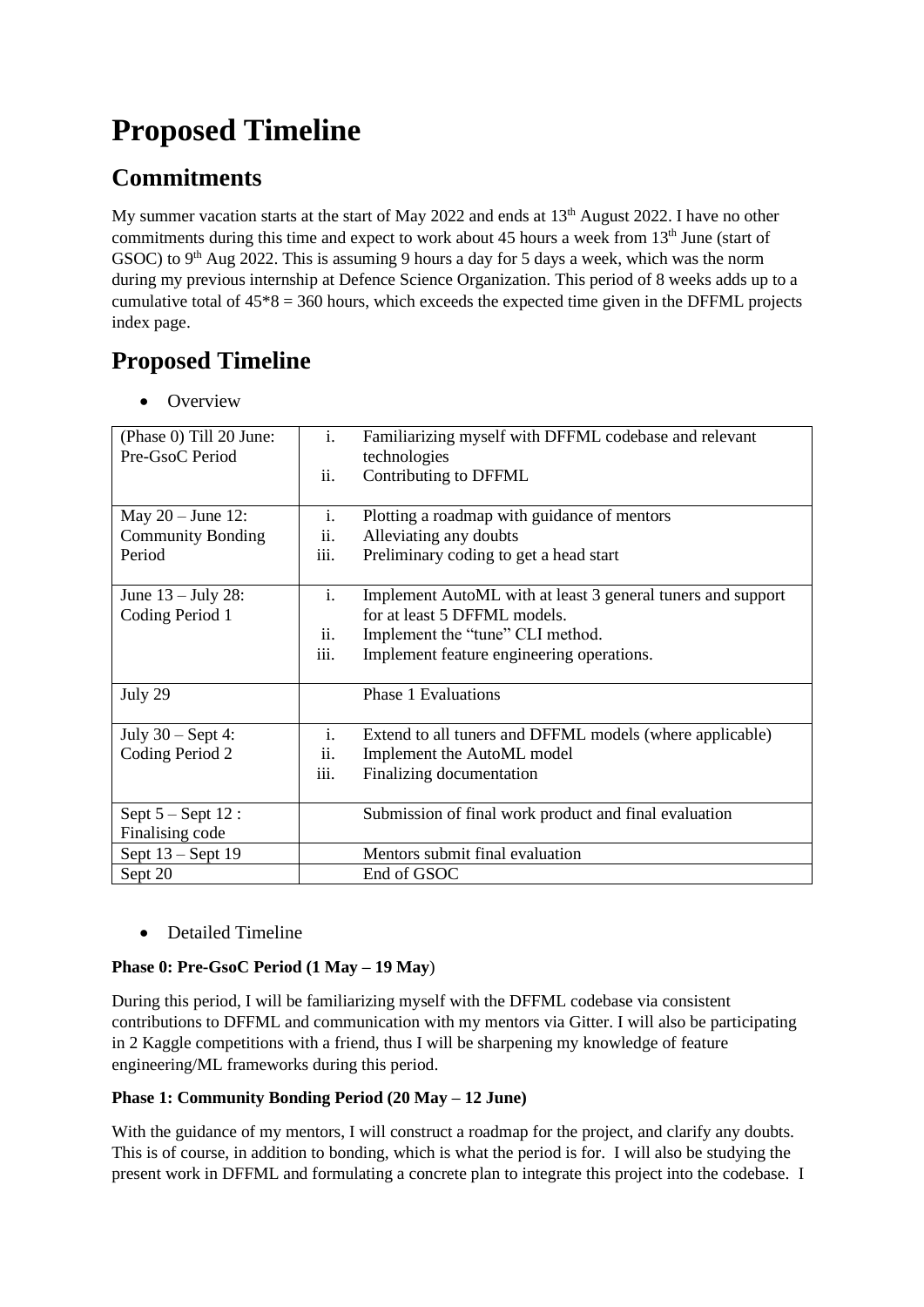# Proposed Timeline

## Commitments

My summer vacation starts at the start of May 2022 and ends at 13th August 2022. I have no other commitments during this time and expect to work about 45 hours a week from 13th June (start of GSOC) to 9th Aug 2022. This is assuming 9 hours a day for 5 days a week, which was the norm during my previous internship at Defence Science Organization. This period of 8 weeks adds up to a cumulative total of 45*8 = 360 hours, which exceeds the expected time given in the DFFML projects index page.

## Proposed Timeline

- Overview

| | |
|---|---|
| (Phase 0) Till 20 June: Pre-GsoC Period | i. Familiarizing myself with DFFML codebase and relevant technologies<br>ii. Contributing to DFFML |
| May 20 – June 12: Community Bonding Period | i. Plotting a roadmap with guidance of mentors<br>ii. Alleviating any doubts<br>iii. Preliminary coding to get a head start |
| June 13 – July 28: Coding Period 1 | i. Implement AutoML with at least 3 general tuners and support for at least 5 DFFML models.<br>ii. Implement the "tune" CLI method.<br>iii. Implement feature engineering operations. |
| July 29 | Phase 1 Evaluations |
| July 30 – Sept 4: Coding Period 2 | i. Extend to all tuners and DFFML models (where applicable)<br>ii. Implement the AutoML model<br>iii. Finalizing documentation |
| Sept 5 – Sept 12 : Finalising code | Submission of final work product and final evaluation |
| Sept 13 – Sept 19 | Mentors submit final evaluation |
| Sept 20 | End of GSOC |

- Detailed Timeline

**Phase 0: Pre-GsoC Period (1 May – 19 May**)

During this period, I will be familiarizing myself with the DFFML codebase via consistent contributions to DFFML and communication with my mentors via Gitter. I will also be participating in 2 Kaggle competitions with a friend, thus I will be sharpening my knowledge of feature engineering/ML frameworks during this period.

**Phase 1: Community Bonding Period (20 May – 12 June)**

With the guidance of my mentors, I will construct a roadmap for the project, and clarify any doubts. This is of course, in addition to bonding, which is what the period is for. I will also be studying the present work in DFFML and formulating a concrete plan to integrate this project into the codebase. I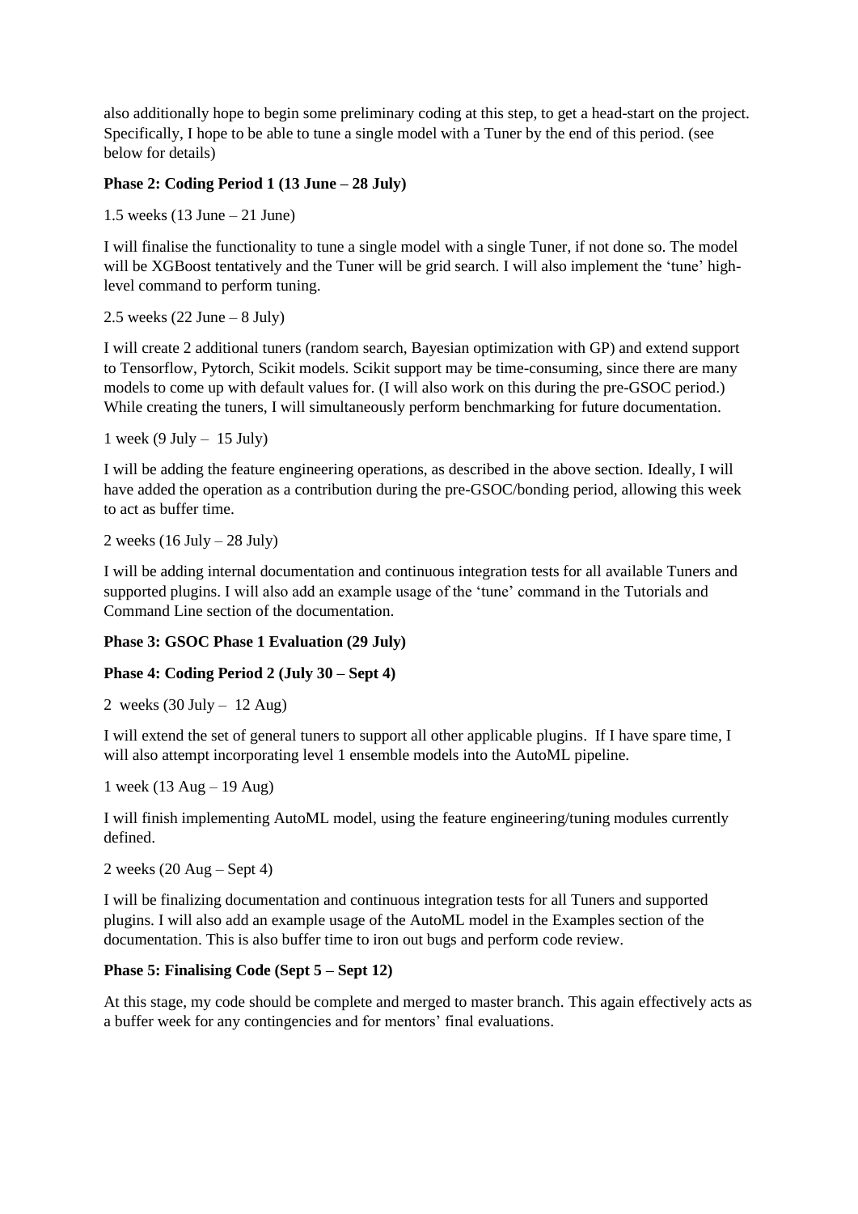also additionally hope to begin some preliminary coding at this step, to get a head-start on the project. Specifically, I hope to be able to tune a single model with a Tuner by the end of this period. (see below for details)

**Phase 2: Coding Period 1 (13 June – 28 July)**

1.5 weeks (13 June – 21 June)

I will finalise the functionality to tune a single model with a single Tuner, if not done so. The model will be XGBoost tentatively and the Tuner will be grid search. I will also implement the 'tune' high-level command to perform tuning.

2.5 weeks (22 June – 8 July)

I will create 2 additional tuners (random search, Bayesian optimization with GP) and extend support to Tensorflow, Pytorch, Scikit models. Scikit support may be time-consuming, since there are many models to come up with default values for. (I will also work on this during the pre-GSOC period.) While creating the tuners, I will simultaneously perform benchmarking for future documentation.

1 week (9 July – 15 July)

I will be adding the feature engineering operations, as described in the above section. Ideally, I will have added the operation as a contribution during the pre-GSOC/bonding period, allowing this week to act as buffer time.

2 weeks (16 July – 28 July)

I will be adding internal documentation and continuous integration tests for all available Tuners and supported plugins. I will also add an example usage of the 'tune' command in the Tutorials and Command Line section of the documentation.

**Phase 3: GSOC Phase 1 Evaluation (29 July)**

**Phase 4: Coding Period 2 (July 30 – Sept 4)**

2 weeks (30 July – 12 Aug)

I will extend the set of general tuners to support all other applicable plugins. If I have spare time, I will also attempt incorporating level 1 ensemble models into the AutoML pipeline.

1 week (13 Aug – 19 Aug)

I will finish implementing AutoML model, using the feature engineering/tuning modules currently defined.

2 weeks (20 Aug – Sept 4)

I will be finalizing documentation and continuous integration tests for all Tuners and supported plugins. I will also add an example usage of the AutoML model in the Examples section of the documentation. This is also buffer time to iron out bugs and perform code review.

**Phase 5: Finalising Code (Sept 5 – Sept 12)**

At this stage, my code should be complete and merged to master branch. This again effectively acts as a buffer week for any contingencies and for mentors' final evaluations.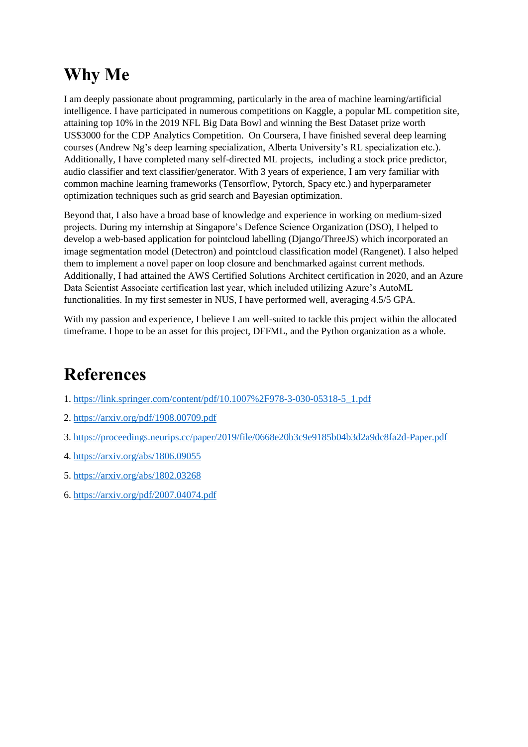# Why Me

I am deeply passionate about programming, particularly in the area of machine learning/artificial intelligence. I have participated in numerous competitions on Kaggle, a popular ML competition site, attaining top 10% in the 2019 NFL Big Data Bowl and winning the Best Dataset prize worth US$3000 for the CDP Analytics Competition. On Coursera, I have finished several deep learning courses (Andrew Ng's deep learning specialization, Alberta University's RL specialization etc.). Additionally, I have completed many self-directed ML projects, including a stock price predictor, audio classifier and text classifier/generator. With 3 years of experience, I am very familiar with common machine learning frameworks (Tensorflow, Pytorch, Spacy etc.) and hyperparameter optimization techniques such as grid search and Bayesian optimization.

Beyond that, I also have a broad base of knowledge and experience in working on medium-sized projects. During my internship at Singapore's Defence Science Organization (DSO), I helped to develop a web-based application for pointcloud labelling (Django/ThreeJS) which incorporated an image segmentation model (Detectron) and pointcloud classification model (Rangenet). I also helped them to implement a novel paper on loop closure and benchmarked against current methods. Additionally, I had attained the AWS Certified Solutions Architect certification in 2020, and an Azure Data Scientist Associate certification last year, which included utilizing Azure's AutoML functionalities. In my first semester in NUS, I have performed well, averaging 4.5/5 GPA.

With my passion and experience, I believe I am well-suited to tackle this project within the allocated timeframe. I hope to be an asset for this project, DFFML, and the Python organization as a whole.

# References

1. https://link.springer.com/content/pdf/10.1007%2F978-3-030-05318-5_1.pdf
2. https://arxiv.org/pdf/1908.00709.pdf
3. https://proceedings.neurips.cc/paper/2019/file/0668e20b3c9e9185b04b3d2a9dc8fa2d-Paper.pdf
4. https://arxiv.org/abs/1806.09055
5. https://arxiv.org/abs/1802.03268
6. https://arxiv.org/pdf/2007.04074.pdf